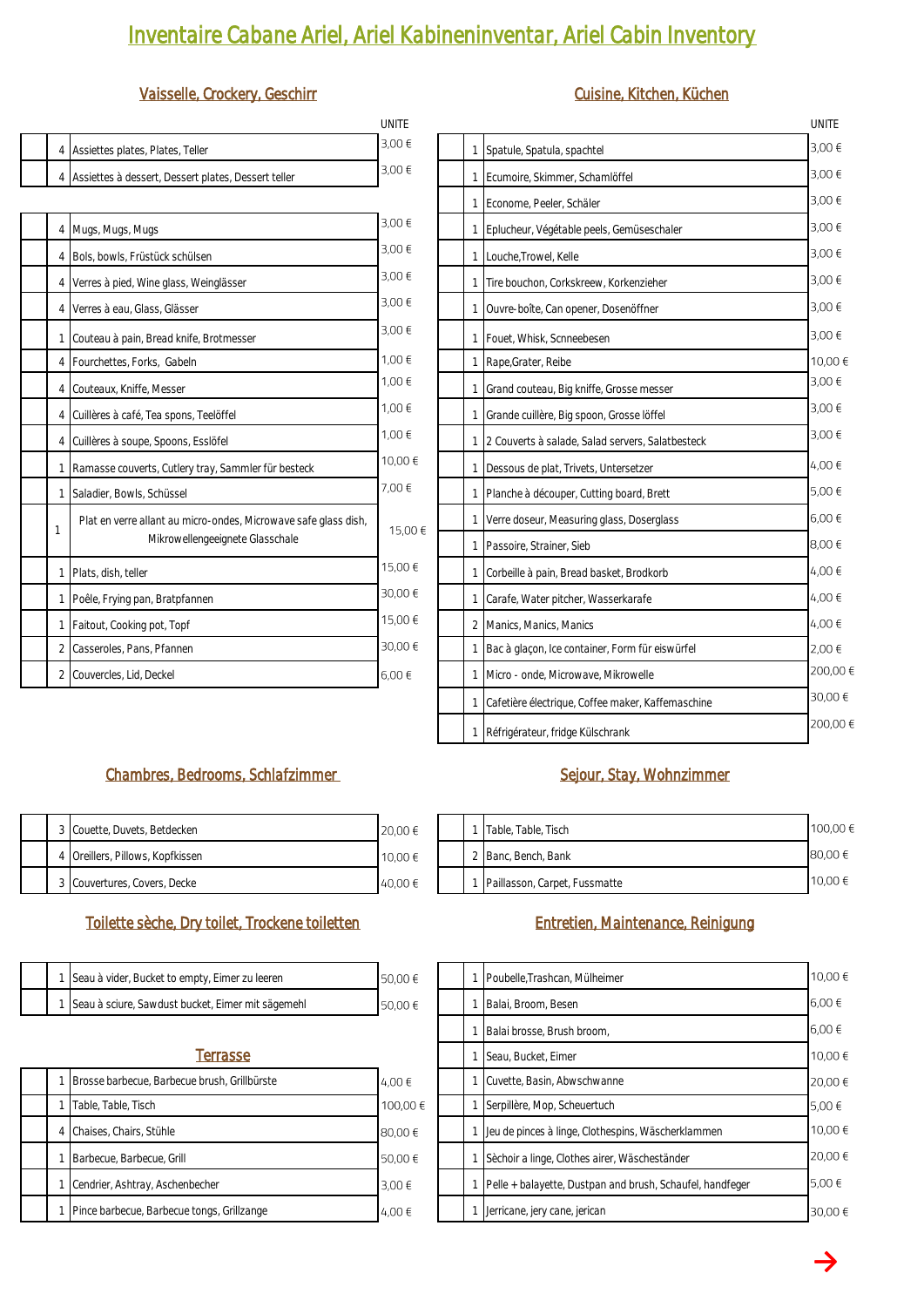# Inventaire Cabane Ariel, Ariel Kabineninventar, Ariel Cabin Inventory

## Vaisselle, Crockery, Geschirr

| | Qté | Article | UNITE |
|---|---|---|---|
| | 4 | Assiettes plates, Plates, Teller | 3,00 € |
| | 4 | Assiettes à dessert, Dessert plates, Dessert teller | 3,00 € |
| | 4 | Mugs, Mugs, Mugs | 3,00 € |
| | 4 | Bols, bowls, Früstück schülsen | 3,00 € |
| | 4 | Verres à pied, Wine glass, Weinglässer | 3,00 € |
| | 4 | Verres à eau, Glass, Glässer | 3,00 € |
| | 1 | Couteau à pain, Bread knife, Brotmesser | 3,00 € |
| | 4 | Fourchettes, Forks, Gabeln | 1,00 € |
| | 4 | Couteaux, Kniffe, Messer | 1,00 € |
| | 4 | Cuillères à café, Tea spons, Teelöffel | 1,00 € |
| | 4 | Cuillères à soupe, Spoons, Esslöfel | 1,00 € |
| | 1 | Ramasse couverts, Cutlery tray, Sammler für besteck | 10,00 € |
| | 1 | Saladier, Bowls, Schüssel | 7,00 € |
| | 1 | Plat en verre allant au micro-ondes, Microwave safe glass dish, Mikrowellengeeignete Glasschale | 15,00 € |
| | 1 | Plats, dish, teller | 15,00 € |
| | 1 | Poêle, Frying pan, Bratpfannen | 30,00 € |
| | 1 | Faitout, Cooking pot, Topf | 15,00 € |
| | 2 | Casseroles, Pans, Pfannen | 30,00 € |
| | 2 | Couvercles, Lid, Deckel | 6,00 € |

## Cuisine, Kitchen, Küchen

| | Qté | Article | UNITE |
|---|---|---|---|
| | 1 | Spatule, Spatula, spachtel | 3,00 € |
| | 1 | Ecumoire, Skimmer, Schamlöffel | 3,00 € |
| | 1 | Econome, Peeler, Schäler | 3,00 € |
| | 1 | Eplucheur, Végétable peels, Gemüseschaler | 3,00 € |
| | 1 | Louche,Trowel, Kelle | 3,00 € |
| | 1 | Tire bouchon, Corkskreew, Korkenzieher | 3,00 € |
| | 1 | Ouvre-boîte, Can opener, Dosenöffner | 3,00 € |
| | 1 | Fouet, Whisk, Scnneebesen | 3,00 € |
| | 1 | Rape,Grater, Reibe | 10,00 € |
| | 1 | Grand couteau, Big kniffe, Grosse messer | 3,00 € |
| | 1 | Grande cuillère, Big spoon, Grosse löffel | 3,00 € |
| | 1 | 2 Couverts à salade, Salad servers, Salatbesteck | 3,00 € |
| | 1 | Dessous de plat, Trivets, Untersetzer | 4,00 € |
| | 1 | Planche à découper, Cutting board, Brett | 5,00 € |
| | 1 | Verre doseur, Measuring glass, Doserglass | 6,00 € |
| | 1 | Passoire, Strainer, Sieb | 8,00 € |
| | 1 | Corbeille à pain, Bread basket, Brodkorb | 4,00 € |
| | 1 | Carafe, Water pitcher, Wasserkarafe | 4,00 € |
| | 2 | Manics, Manics, Manics | 4,00 € |
| | 1 | Bac à glaçon, Ice container, Form für eiswürfel | 2,00 € |
| | 1 | Micro - onde, Microwave, Mikrowelle | 200,00 € |
| | 1 | Cafetière électrique, Coffee maker, Kaffemaschine | 30,00 € |
| | 1 | Réfrigérateur, fridge Külschrank | 200,00 € |

## Chambres, Bedrooms, Schlafzimmer

| | Qté | Article | UNITE |
|---|---|---|---|
| | 3 | Couette, Duvets, Betdecken | 20,00 € |
| | 4 | Oreillers, Pillows, Kopfkissen | 10,00 € |
| | 3 | Couvertures, Covers, Decke | 40,00 € |

## Sejour, Stay, Wohnzimmer

| | Qté | Article | UNITE |
|---|---|---|---|
| | 1 | Table, Table, Tisch | 100,00 € |
| | 2 | Banc, Bench, Bank | 80,00 € |
| | 1 | Paillasson, Carpet, Fussmatte | 10,00 € |

## Toilette sèche, Dry toilet, Trockene toiletten

| | Qté | Article | UNITE |
|---|---|---|---|
| | 1 | Seau à vider, Bucket to empty, Eimer zu leeren | 50,00 € |
| | 1 | Seau à sciure, Sawdust bucket, Eimer mit sägemehl | 50,00 € |

## Terrasse

| | Qté | Article | UNITE |
|---|---|---|---|
| | 1 | Brosse barbecue, Barbecue brush, Grillbürste | 4,00 € |
| | 1 | Table, Table, Tisch | 100,00 € |
| | 4 | Chaises, Chairs, Stühle | 80,00 € |
| | 1 | Barbecue, Barbecue, Grill | 50,00 € |
| | 1 | Cendrier, Ashtray, Aschenbecher | 3,00 € |
| | 1 | Pince barbecue, Barbecue tongs, Grillzange | 4,00 € |

## Entretien, Maintenance, Reinigung

| | Qté | Article | UNITE |
|---|---|---|---|
| | 1 | Poubelle,Trashcan, Mülheimer | 10,00 € |
| | 1 | Balai, Broom, Besen | 6,00 € |
| | 1 | Balai brosse, Brush broom, | 6,00 € |
| | 1 | Seau, Bucket, Eimer | 10,00 € |
| | 1 | Cuvette, Basin, Abwschwanne | 20,00 € |
| | 1 | Serpillère, Mop, Scheuertuch | 5,00 € |
| | 1 | Jeu de pinces à linge, Clothespins, Wäscherklammen | 10,00 € |
| | 1 | Sèchoir a linge, Clothes airer, Wäscheständer | 20,00 € |
| | 1 | Pelle + balayette, Dustpan and brush, Schaufel, handfeger | 5,00 € |
| | 1 | Jerricane, jery cane, jerican | 30,00 € |

→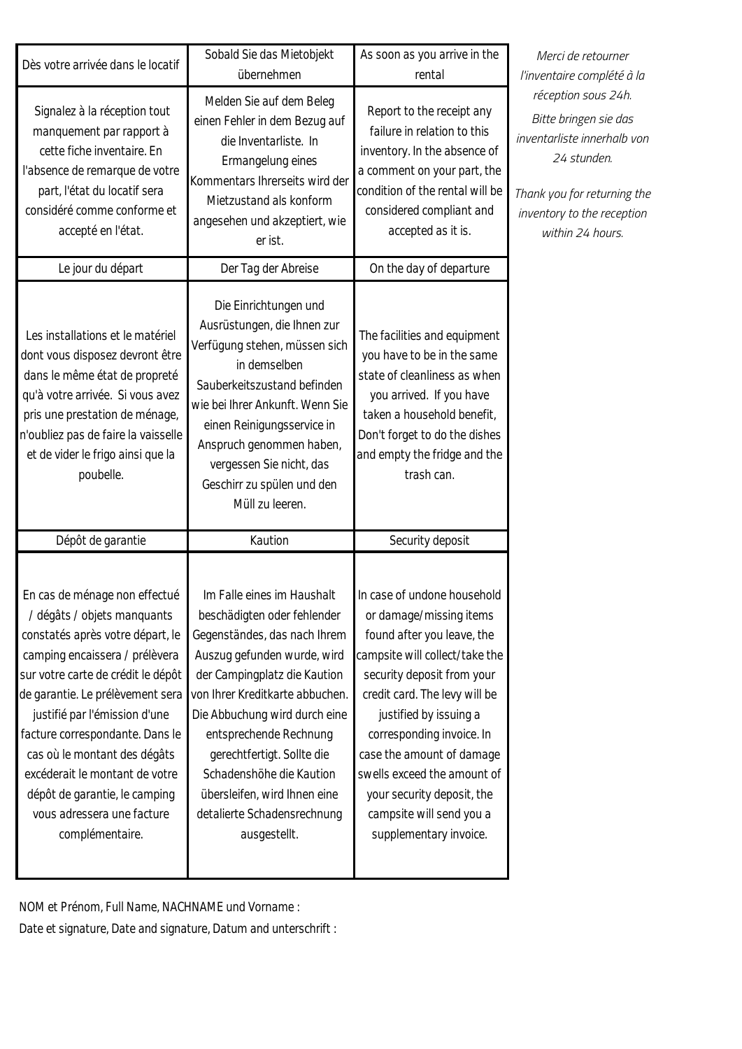| Dès votre arrivée dans le locatif | Sobald Sie das Mietobjekt übernehmen | As soon as you arrive in the rental |
|---|---|---|
| Signalez à la réception tout manquement par rapport à cette fiche inventaire. En l'absence de remarque de votre part, l'état du locatif sera considéré comme conforme et accepté en l'état. | Melden Sie auf dem Beleg einen Fehler in dem Bezug auf die Inventarliste. In Ermangelung eines Kommentars Ihrerseits wird der Mietzustand als konform angesehen und akzeptiert, wie er ist. | Report to the receipt any failure in relation to this inventory. In the absence of a comment on your part, the condition of the rental will be considered compliant and accepted as it is. |
| Le jour du départ | Der Tag der Abreise | On the day of departure |
| Les installations et le matériel dont vous disposez devront être dans le même état de propreté qu'à votre arrivée. Si vous avez pris une prestation de ménage, n'oubliez pas de faire la vaisselle et de vider le frigo ainsi que la poubelle. | Die Einrichtungen und Ausrüstungen, die Ihnen zur Verfügung stehen, müssen sich in demselben Sauberkeitszustand befinden wie bei Ihrer Ankunft. Wenn Sie einen Reinigungsservice in Anspruch genommen haben, vergessen Sie nicht, das Geschirr zu spülen und den Müll zu leeren. | The facilities and equipment you have to be in the same state of cleanliness as when you arrived. If you have taken a household benefit, Don't forget to do the dishes and empty the fridge and the trash can. |
| Dépôt de garantie | Kaution | Security deposit |
| En cas de ménage non effectué / dégâts / objets manquants constatés après votre départ, le camping encaissera / prélèvera sur votre carte de crédit le dépôt de garantie. Le prélèvement sera justifié par l'émission d'une facture correspondante. Dans le cas où le montant des dégâts excéderait le montant de votre dépôt de garantie, le camping vous adressera une facture complémentaire. | Im Falle eines im Haushalt beschädigten oder fehlender Gegenständes, das nach Ihrem Auszug gefunden wurde, wird der Campingplatz die Kaution von Ihrer Kreditkarte abbuchen. Die Abbuchung wird durch eine entsprechende Rechnung gerechtfertigt. Sollte die Schadenshöhe die Kaution überschreiten, wird Ihnen eine detalierte Schadensrechnung ausgestellt. | In case of undone household or damage/missing items found after you leave, the campsite will collect/take the security deposit from your credit card. The levy will be justified by issuing a corresponding invoice. In case the amount of damage swells exceed the amount of your security deposit, the campsite will send you a supplementary invoice. |

*Merci de retourner l'inventaire complété à la réception sous 24h.*

*Bitte bringen sie das inventarliste innerhalb von 24 stunden.*

*Thank you for returning the inventory to the reception within 24 hours.*

NOM et Prénom, Full Name, NACHNAME und Vorname :

Date et signature, Date and signature, Datum and unterschrift :